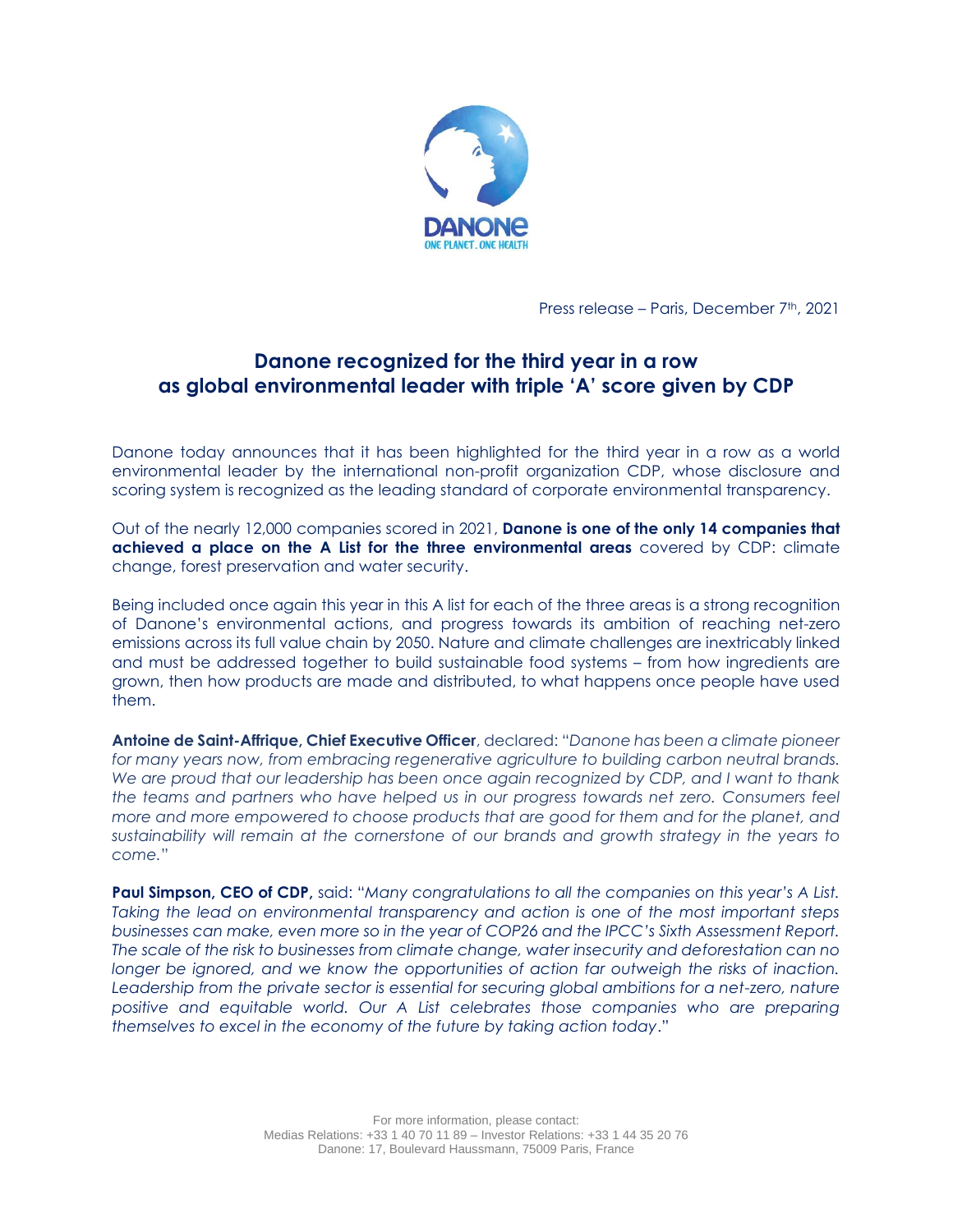Press release – Paris, December 7th, 2021

# Danone recognized for the third year in a row as global environmental leader with triple 'A' score given by CDP

Danone today announces that it has been highlighted for the third year in a row as a world environmental leader by the international non-profit organization CDP, whose disclosure and scoring system is recognized as the leading standard of corporate environmental transparency.

Out of the nearly 12,000 companies scored in 2021, **Danone is one of the only 14 companies that achieved a place on the A List for the three environmental areas** covered by CDP: climate change, forest preservation and water security.

Being included once again this year in this A list for each of the three areas is a strong recognition of Danone's environmental actions, and progress towards its ambition of reaching net-zero emissions across its full value chain by 2050. Nature and climate challenges are inextricably linked and must be addressed together to build sustainable food systems – from how ingredients are grown, then how products are made and distributed, to what happens once people have used them.

**Antoine de Saint-Affrique, Chief Executive Officer**, declared: "*Danone has been a climate pioneer for many years now, from embracing regenerative agriculture to building carbon neutral brands. We are proud that our leadership has been once again recognized by CDP, and I want to thank the teams and partners who have helped us in our progress towards net zero. Consumers feel more and more empowered to choose products that are good for them and for the planet, and sustainability will remain at the cornerstone of our brands and growth strategy in the years to come.*"

**Paul Simpson, CEO of CDP,** said: "*Many congratulations to all the companies on this year's A List. Taking the lead on environmental transparency and action is one of the most important steps businesses can make, even more so in the year of COP26 and the IPCC's Sixth Assessment Report. The scale of the risk to businesses from climate change, water insecurity and deforestation can no longer be ignored, and we know the opportunities of action far outweigh the risks of inaction. Leadership from the private sector is essential for securing global ambitions for a net-zero, nature positive and equitable world. Our A List celebrates those companies who are preparing themselves to excel in the economy of the future by taking action today*."

For more information, please contact:
Medias Relations: +33 1 40 70 11 89 – Investor Relations: +33 1 44 35 20 76
Danone: 17, Boulevard Haussmann, 75009 Paris, France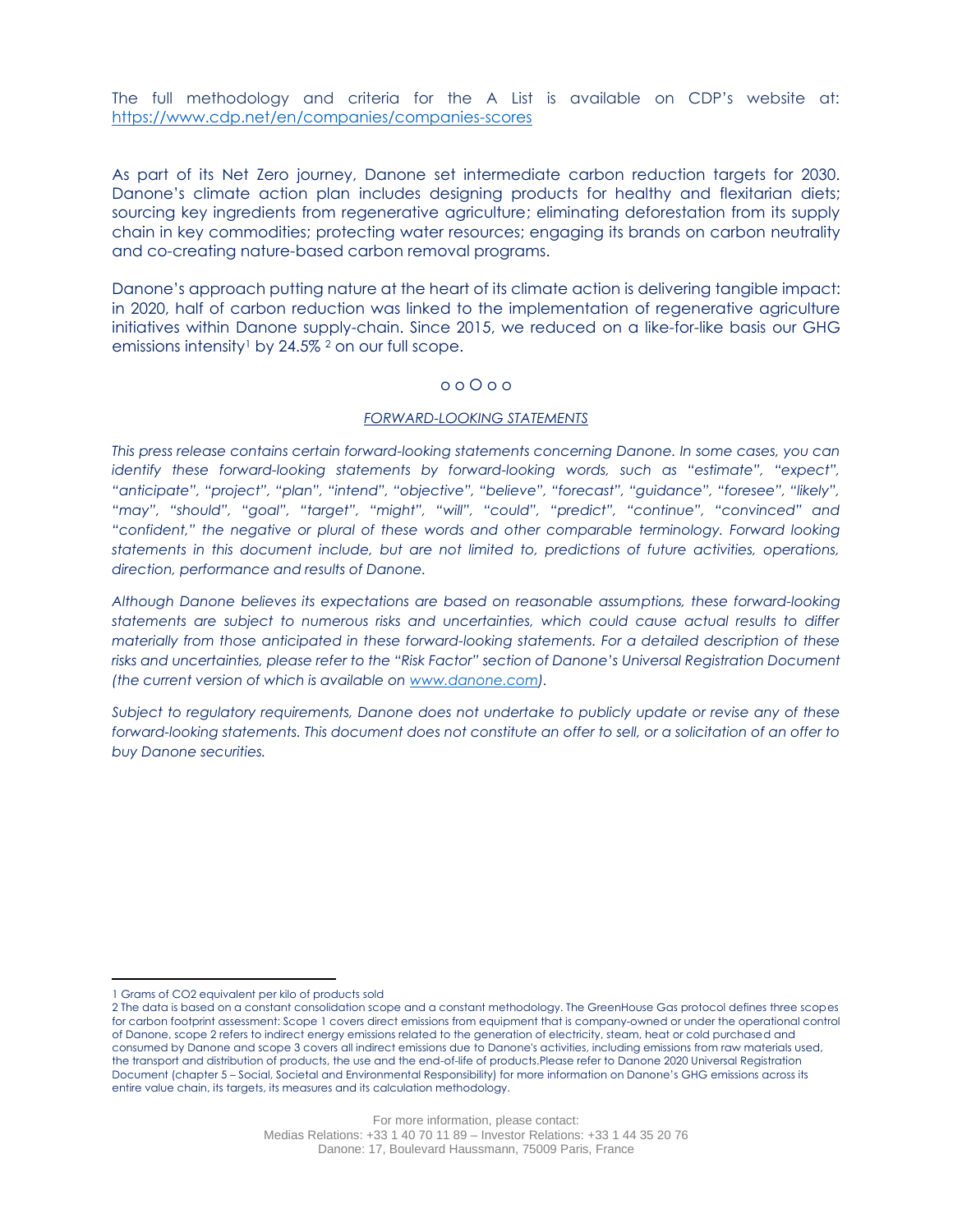The full methodology and criteria for the A List is available on CDP's website at: https://www.cdp.net/en/companies/companies-scores

As part of its Net Zero journey, Danone set intermediate carbon reduction targets for 2030. Danone's climate action plan includes designing products for healthy and flexitarian diets; sourcing key ingredients from regenerative agriculture; eliminating deforestation from its supply chain in key commodities; protecting water resources; engaging its brands on carbon neutrality and co-creating nature-based carbon removal programs.

Danone's approach putting nature at the heart of its climate action is delivering tangible impact: in 2020, half of carbon reduction was linked to the implementation of regenerative agriculture initiatives within Danone supply-chain. Since 2015, we reduced on a like-for-like basis our GHG emissions intensity[1] by 24.5% [2] on our full scope.

o o O o o

*FORWARD-LOOKING STATEMENTS*

*This press release contains certain forward-looking statements concerning Danone. In some cases, you can identify these forward-looking statements by forward-looking words, such as "estimate", "expect", "anticipate", "project", "plan", "intend", "objective", "believe", "forecast", "guidance", "foresee", "likely", "may", "should", "goal", "target", "might", "will", "could", "predict", "continue", "convinced" and "confident," the negative or plural of these words and other comparable terminology. Forward looking statements in this document include, but are not limited to, predictions of future activities, operations, direction, performance and results of Danone.*

*Although Danone believes its expectations are based on reasonable assumptions, these forward-looking statements are subject to numerous risks and uncertainties, which could cause actual results to differ materially from those anticipated in these forward-looking statements. For a detailed description of these risks and uncertainties, please refer to the "Risk Factor" section of Danone's Universal Registration Document (the current version of which is available on www.danone.com).*

*Subject to regulatory requirements, Danone does not undertake to publicly update or revise any of these forward-looking statements. This document does not constitute an offer to sell, or a solicitation of an offer to buy Danone securities.*

---

1 Grams of CO2 equivalent per kilo of products sold

2 The data is based on a constant consolidation scope and a constant methodology. The GreenHouse Gas protocol defines three scopes for carbon footprint assessment: Scope 1 covers direct emissions from equipment that is company-owned or under the operational control of Danone, scope 2 refers to indirect energy emissions related to the generation of electricity, steam, heat or cold purchased and consumed by Danone and scope 3 covers all indirect emissions due to Danone's activities, including emissions from raw materials used, the transport and distribution of products, the use and the end-of-life of products.Please refer to Danone 2020 Universal Registration Document (chapter 5 – Social, Societal and Environmental Responsibility) for more information on Danone's GHG emissions across its entire value chain, its targets, its measures and its calculation methodology.

For more information, please contact:
Medias Relations: +33 1 40 70 11 89 – Investor Relations: +33 1 44 35 20 76
Danone: 17, Boulevard Haussmann, 75009 Paris, France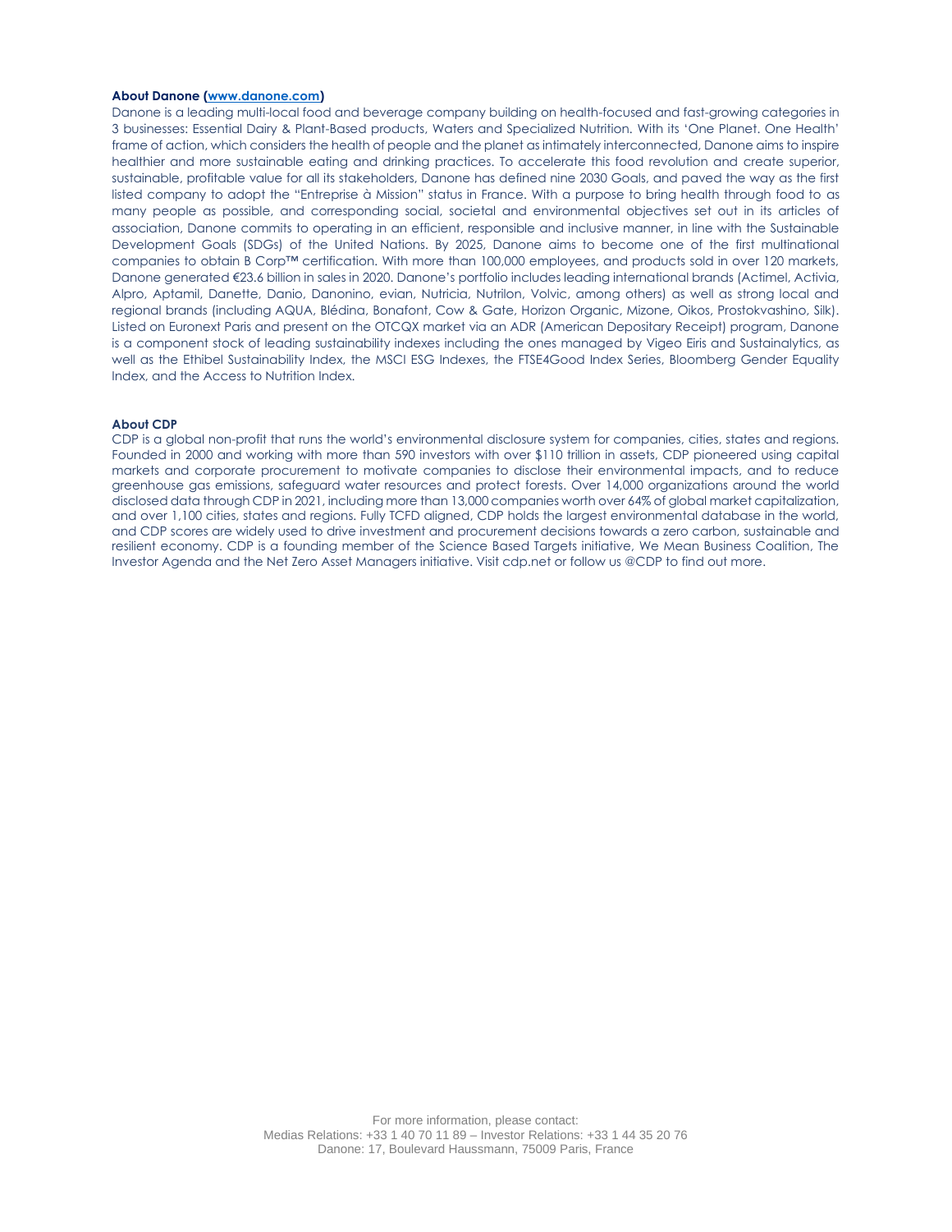**About Danone ([www.danone.com](http://www.danone.com))**

Danone is a leading multi-local food and beverage company building on health-focused and fast-growing categories in 3 businesses: Essential Dairy & Plant-Based products, Waters and Specialized Nutrition. With its 'One Planet. One Health' frame of action, which considers the health of people and the planet as intimately interconnected, Danone aims to inspire healthier and more sustainable eating and drinking practices. To accelerate this food revolution and create superior, sustainable, profitable value for all its stakeholders, Danone has defined nine 2030 Goals, and paved the way as the first listed company to adopt the "Entreprise à Mission" status in France. With a purpose to bring health through food to as many people as possible, and corresponding social, societal and environmental objectives set out in its articles of association, Danone commits to operating in an efficient, responsible and inclusive manner, in line with the Sustainable Development Goals (SDGs) of the United Nations. By 2025, Danone aims to become one of the first multinational companies to obtain B Corp™ certification. With more than 100,000 employees, and products sold in over 120 markets, Danone generated €23.6 billion in sales in 2020. Danone's portfolio includes leading international brands (Actimel, Activia, Alpro, Aptamil, Danette, Danio, Danonino, evian, Nutricia, Nutrilon, Volvic, among others) as well as strong local and regional brands (including AQUA, Blédina, Bonafont, Cow & Gate, Horizon Organic, Mizone, Oikos, Prostokvashino, Silk). Listed on Euronext Paris and present on the OTCQX market via an ADR (American Depositary Receipt) program, Danone is a component stock of leading sustainability indexes including the ones managed by Vigeo Eiris and Sustainalytics, as well as the Ethibel Sustainability Index, the MSCI ESG Indexes, the FTSE4Good Index Series, Bloomberg Gender Equality Index, and the Access to Nutrition Index.

**About CDP**

CDP is a global non-profit that runs the world's environmental disclosure system for companies, cities, states and regions. Founded in 2000 and working with more than 590 investors with over $110 trillion in assets, CDP pioneered using capital markets and corporate procurement to motivate companies to disclose their environmental impacts, and to reduce greenhouse gas emissions, safeguard water resources and protect forests. Over 14,000 organizations around the world disclosed data through CDP in 2021, including more than 13,000 companies worth over 64% of global market capitalization, and over 1,100 cities, states and regions. Fully TCFD aligned, CDP holds the largest environmental database in the world, and CDP scores are widely used to drive investment and procurement decisions towards a zero carbon, sustainable and resilient economy. CDP is a founding member of the Science Based Targets initiative, We Mean Business Coalition, The Investor Agenda and the Net Zero Asset Managers initiative. Visit cdp.net or follow us @CDP to find out more.

For more information, please contact:
Medias Relations: +33 1 40 70 11 89 – Investor Relations: +33 1 44 35 20 76
Danone: 17, Boulevard Haussmann, 75009 Paris, France